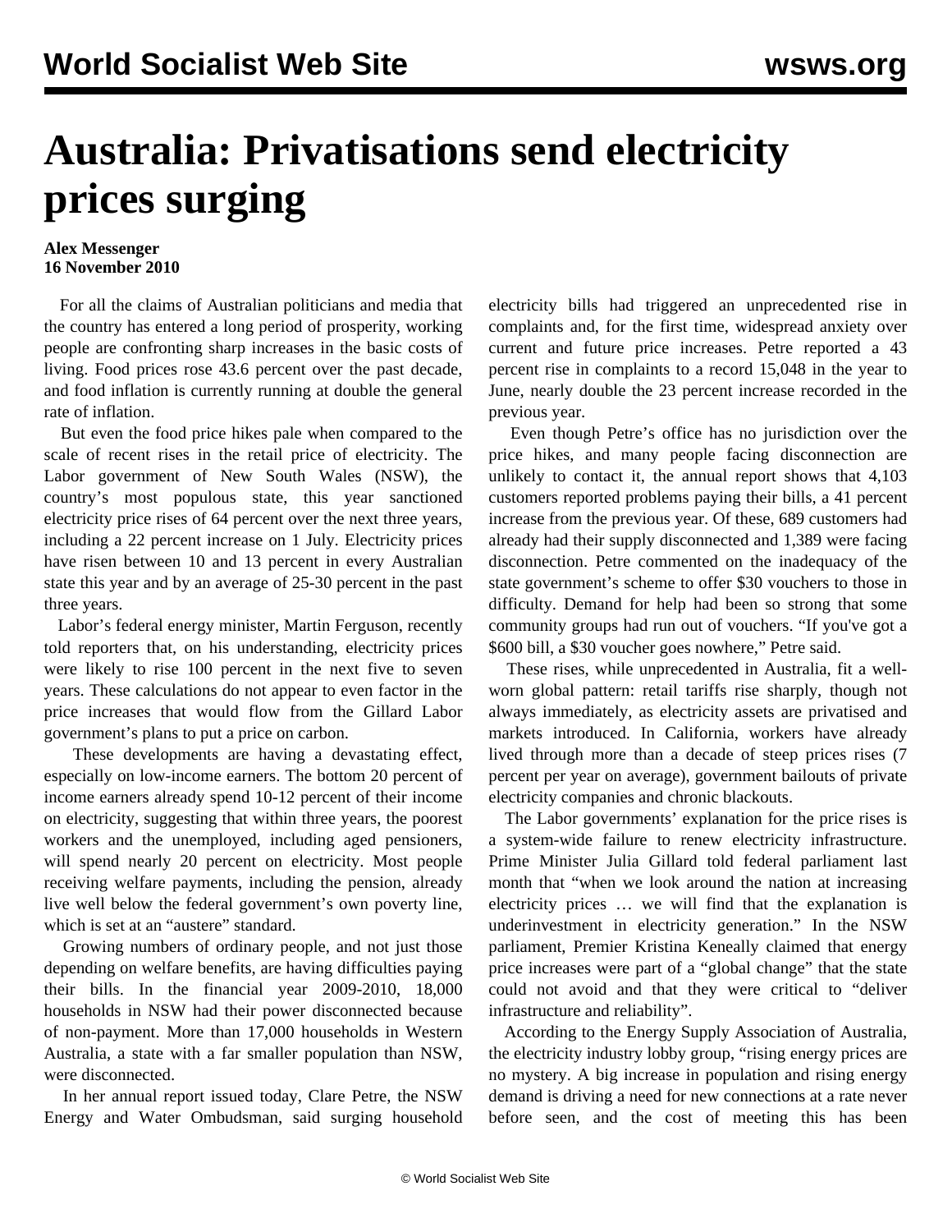# Australia: Privatisations send electricity prices surging

**Alex Messenger**
**16 November 2010**

For all the claims of Australian politicians and media that the country has entered a long period of prosperity, working people are confronting sharp increases in the basic costs of living. Food prices rose 43.6 percent over the past decade, and food inflation is currently running at double the general rate of inflation.

But even the food price hikes pale when compared to the scale of recent rises in the retail price of electricity. The Labor government of New South Wales (NSW), the country's most populous state, this year sanctioned electricity price rises of 64 percent over the next three years, including a 22 percent increase on 1 July. Electricity prices have risen between 10 and 13 percent in every Australian state this year and by an average of 25-30 percent in the past three years.

Labor's federal energy minister, Martin Ferguson, recently told reporters that, on his understanding, electricity prices were likely to rise 100 percent in the next five to seven years. These calculations do not appear to even factor in the price increases that would flow from the Gillard Labor government's plans to put a price on carbon.

These developments are having a devastating effect, especially on low-income earners. The bottom 20 percent of income earners already spend 10-12 percent of their income on electricity, suggesting that within three years, the poorest workers and the unemployed, including aged pensioners, will spend nearly 20 percent on electricity. Most people receiving welfare payments, including the pension, already live well below the federal government's own poverty line, which is set at an "austere" standard.

Growing numbers of ordinary people, and not just those depending on welfare benefits, are having difficulties paying their bills. In the financial year 2009-2010, 18,000 households in NSW had their power disconnected because of non-payment. More than 17,000 households in Western Australia, a state with a far smaller population than NSW, were disconnected.

In her annual report issued today, Clare Petre, the NSW Energy and Water Ombudsman, said surging household electricity bills had triggered an unprecedented rise in complaints and, for the first time, widespread anxiety over current and future price increases. Petre reported a 43 percent rise in complaints to a record 15,048 in the year to June, nearly double the 23 percent increase recorded in the previous year.

Even though Petre's office has no jurisdiction over the price hikes, and many people facing disconnection are unlikely to contact it, the annual report shows that 4,103 customers reported problems paying their bills, a 41 percent increase from the previous year. Of these, 689 customers had already had their supply disconnected and 1,389 were facing disconnection. Petre commented on the inadequacy of the state government's scheme to offer $30 vouchers to those in difficulty. Demand for help had been so strong that some community groups had run out of vouchers. "If you've got a $600 bill, a $30 voucher goes nowhere," Petre said.

These rises, while unprecedented in Australia, fit a well-worn global pattern: retail tariffs rise sharply, though not always immediately, as electricity assets are privatised and markets introduced. In California, workers have already lived through more than a decade of steep prices rises (7 percent per year on average), government bailouts of private electricity companies and chronic blackouts.

The Labor governments' explanation for the price rises is a system-wide failure to renew electricity infrastructure. Prime Minister Julia Gillard told federal parliament last month that "when we look around the nation at increasing electricity prices … we will find that the explanation is underinvestment in electricity generation." In the NSW parliament, Premier Kristina Keneally claimed that energy price increases were part of a "global change" that the state could not avoid and that they were critical to "deliver infrastructure and reliability".

According to the Energy Supply Association of Australia, the electricity industry lobby group, "rising energy prices are no mystery. A big increase in population and rising energy demand is driving a need for new connections at a rate never before seen, and the cost of meeting this has been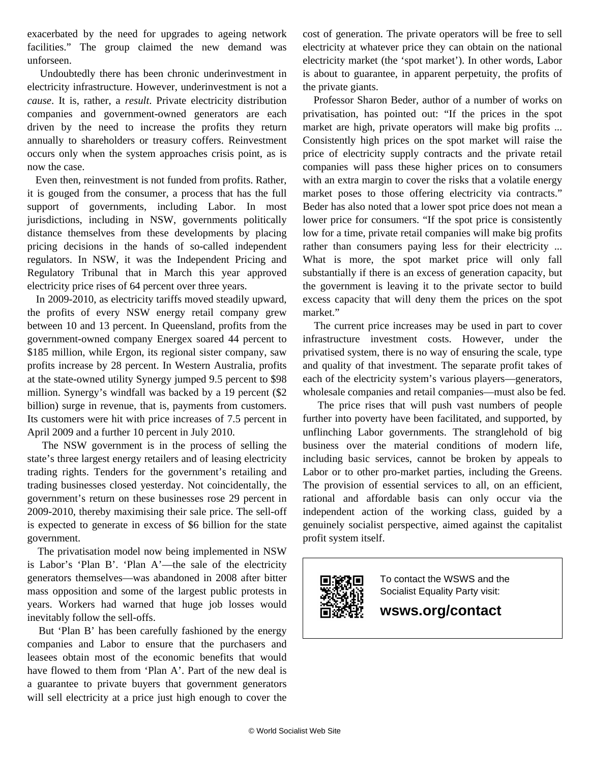exacerbated by the need for upgrades to ageing network facilities." The group claimed the new demand was unforseen.

Undoubtedly there has been chronic underinvestment in electricity infrastructure. However, underinvestment is not a *cause*. It is, rather, a *result*. Private electricity distribution companies and government-owned generators are each driven by the need to increase the profits they return annually to shareholders or treasury coffers. Reinvestment occurs only when the system approaches crisis point, as is now the case.

Even then, reinvestment is not funded from profits. Rather, it is gouged from the consumer, a process that has the full support of governments, including Labor. In most jurisdictions, including in NSW, governments politically distance themselves from these developments by placing pricing decisions in the hands of so-called independent regulators. In NSW, it was the Independent Pricing and Regulatory Tribunal that in March this year approved electricity price rises of 64 percent over three years.

In 2009-2010, as electricity tariffs moved steadily upward, the profits of every NSW energy retail company grew between 10 and 13 percent. In Queensland, profits from the government-owned company Energex soared 44 percent to $185 million, while Ergon, its regional sister company, saw profits increase by 28 percent. In Western Australia, profits at the state-owned utility Synergy jumped 9.5 percent to $98 million. Synergy's windfall was backed by a 19 percent ($2 billion) surge in revenue, that is, payments from customers. Its customers were hit with price increases of 7.5 percent in April 2009 and a further 10 percent in July 2010.

The NSW government is in the process of selling the state's three largest energy retailers and of leasing electricity trading rights. Tenders for the government's retailing and trading businesses closed yesterday. Not coincidentally, the government's return on these businesses rose 29 percent in 2009-2010, thereby maximising their sale price. The sell-off is expected to generate in excess of $6 billion for the state government.

The privatisation model now being implemented in NSW is Labor's 'Plan B'. 'Plan A'—the sale of the electricity generators themselves—was abandoned in 2008 after bitter mass opposition and some of the largest public protests in years. Workers had warned that huge job losses would inevitably follow the sell-offs.

But 'Plan B' has been carefully fashioned by the energy companies and Labor to ensure that the purchasers and leasees obtain most of the economic benefits that would have flowed to them from 'Plan A'. Part of the new deal is a guarantee to private buyers that government generators will sell electricity at a price just high enough to cover the cost of generation. The private operators will be free to sell electricity at whatever price they can obtain on the national electricity market (the 'spot market'). In other words, Labor is about to guarantee, in apparent perpetuity, the profits of the private giants.

Professor Sharon Beder, author of a number of works on privatisation, has pointed out: "If the prices in the spot market are high, private operators will make big profits ... Consistently high prices on the spot market will raise the price of electricity supply contracts and the private retail companies will pass these higher prices on to consumers with an extra margin to cover the risks that a volatile energy market poses to those offering electricity via contracts." Beder has also noted that a lower spot price does not mean a lower price for consumers. "If the spot price is consistently low for a time, private retail companies will make big profits rather than consumers paying less for their electricity ... What is more, the spot market price will only fall substantially if there is an excess of generation capacity, but the government is leaving it to the private sector to build excess capacity that will deny them the prices on the spot market."

The current price increases may be used in part to cover infrastructure investment costs. However, under the privatised system, there is no way of ensuring the scale, type and quality of that investment. The separate profit takes of each of the electricity system's various players—generators, wholesale companies and retail companies—must also be fed.

The price rises that will push vast numbers of people further into poverty have been facilitated, and supported, by unflinching Labor governments. The stranglehold of big business over the material conditions of modern life, including basic services, cannot be broken by appeals to Labor or to other pro-market parties, including the Greens. The provision of essential services to all, on an efficient, rational and affordable basis can only occur via the independent action of the working class, guided by a genuinely socialist perspective, aimed against the capitalist profit system itself.

To contact the WSWS and the Socialist Equality Party visit:

**wsws.org/contact**